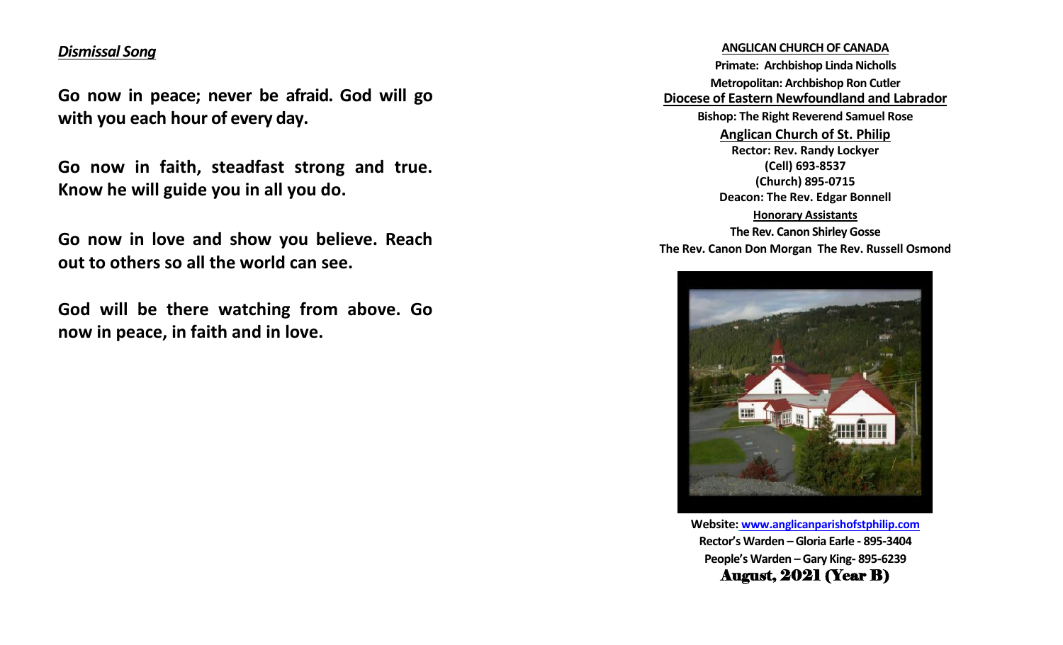***Dismissal Song***

**Go now in peace; never be afraid. God will go with you each hour of every day.**

**Go now in faith, steadfast strong and true. Know he will guide you in all you do.**

**Go now in love and show you believe. Reach out to others so all the world can see.**

**God will be there watching from above. Go now in peace, in faith and in love.**

**ANGLICAN CHURCH OF CANADA**

**Primate: Archbishop Linda Nicholls**

**Metropolitan: Archbishop Ron Cutler**

**Diocese of Eastern Newfoundland and Labrador**

**Bishop: The Right Reverend Samuel Rose**

**Anglican Church of St. Philip**

**Rector: Rev. Randy Lockyer**
**(Cell) 693-8537**
**(Church) 895-0715**

**Deacon: The Rev. Edgar Bonnell**

**Honorary Assistants**

**The Rev. Canon Shirley Gosse**

**The Rev. Canon Don Morgan The Rev. Russell Osmond**

**Website: www.anglicanparishofstphilip.com**

**Rector's Warden – Gloria Earle - 895-3404**

**People's Warden – Gary King- 895-6239**

**August, 2021 (Year B)**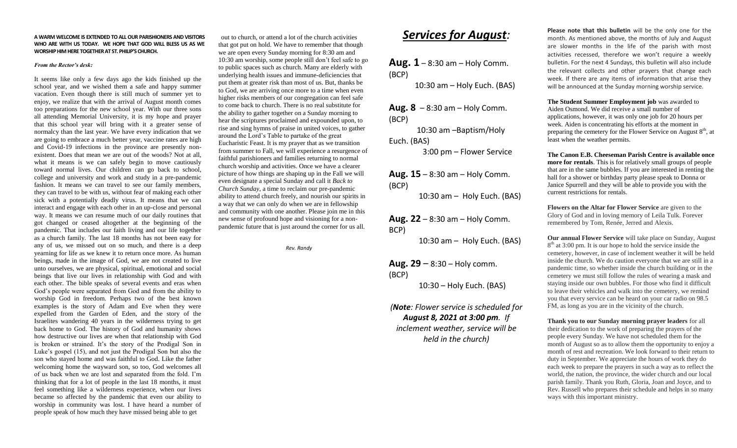**A WARM WELCOME IS EXTENDED TO ALL OUR PARISHIONERS AND VISITORS WHO ARE WITH US TODAY. WE HOPE THAT GOD WILL BLESS US AS WE WORSHIP HIM HERE TOGETHER AT ST. PHILIP'S CHURCH.**

***From the Rector's desk:***

It seems like only a few days ago the kids finished up the school year, and we wished them a safe and happy summer vacation. Even though there is still much of summer yet to enjoy, we realize that with the arrival of August month comes too preparations for the new school year. With our three sons all attending Memorial University, it is my hope and prayer that this school year will bring with it a greater sense of normalcy than the last year. We have every indication that we are going to embrace a much better year, vaccine rates are high and Covid-19 infections in the province are presently non-existent. Does that mean we are out of the woods? Not at all, what it means is we can safely begin to move cautiously toward normal lives. Our children can go back to school, college and university and work and study in a pre-pandemic fashion. It means we can travel to see our family members, they can travel to be with us, without fear of making each other sick with a potentially deadly virus. It means that we can interact and engage with each other in an up-close and personal way. It means we can resume much of our daily routines that got changed or ceased altogether at the beginning of the pandemic. That includes our faith living and our life together as a church family. The last 18 months has not been easy for any of us, we missed out on so much, and there is a deep yearning for life as we knew it to return once more. As human beings, made in the image of God, we are not created to live unto ourselves, we are physical, spiritual, emotional and social beings that live our lives in relationship with God and with each other. The bible speaks of several events and eras when God's people were separated from God and from the ability to worship God in freedom. Perhaps two of the best known examples is the story of Adam and Eve when they were expelled from the Garden of Eden, and the story of the Israelites wandering 40 years in the wilderness trying to get back home to God. The history of God and humanity shows how destructive our lives are when that relationship with God is broken or strained. It's the story of the Prodigal Son in Luke's gospel (15), and not just the Prodigal Son but also the son who stayed home and was faithful to God. Like the father welcoming home the wayward son, so too, God welcomes all of us back when we are lost and separated from the fold. I'm thinking that for a lot of people in the last 18 months, it must feel something like a wilderness experience, when our lives became so affected by the pandemic that even our ability to worship in community was lost. I have heard a number of people speak of how much they have missed being able to get out to church, or attend a lot of the church activities that got put on hold. We have to remember that though we are open every Sunday morning for 8:30 am and 10:30 am worship, some people still don't feel safe to go to public spaces such as church. Many are elderly with underlying health issues and immune-deficiencies that put them at greater risk than most of us. But, thanks be to God, we are arriving once more to a time when even higher risks members of our congregation can feel safe to come back to church. There is no real substitute for the ability to gather together on a Sunday morning to hear the scriptures proclaimed and expounded upon, to rise and sing hymns of praise in united voices, to gather around the Lord's Table to partake of the great Eucharistic Feast. It is my prayer that as we transition from summer to Fall, we will experience a resurgence of faithful parishioners and families returning to normal church worship and activities. Once we have a clearer picture of how things are shaping up in the Fall we will even designate a special Sunday and call it *Back to Church Sunday*, a time to reclaim our pre-pandemic ability to attend church freely, and nourish our spirits in a way that we can only do when we are in fellowship and community with one another. Please join me in this new sense of profound hope and visioning for a non-pandemic future that is just around the corner for us all.

*Rev. Randy*

# *Services for August:*

**Aug. 1** – 8:30 am – Holy Comm. (BCP)
10:30 am – Holy Euch. (BAS)

**Aug. 8** – 8:30 am – Holy Comm. (BCP)
10:30 am –Baptism/Holy Euch. (BAS)
3:00 pm – Flower Service

**Aug. 15** – 8:30 am – Holy Comm. (BCP)
10:30 am – Holy Euch. (BAS)

**Aug. 22** – 8:30 am – Holy Comm. BCP)
10:30 am – Holy Euch. (BAS)

**Aug. 29** – 8:30 – Holy comm. (BCP)
10:30 – Holy Euch. (BAS)

*(**Note**: Flower service is scheduled for **August 8, 2021 at 3:00 pm**. If inclement weather, service will be held in the church)*

**Please note that this bulletin** will be the only one for the month. As mentioned above, the months of July and August are slower months in the life of the parish with most activities recessed, therefore we won't require a weekly bulletin. For the next 4 Sundays, this bulletin will also include the relevant collects and other prayers that change each week. If there are any items of information that arise they will be announced at the Sunday morning worship service.

**The Student Summer Employment job** was awarded to Aiden Osmond. We did receive a small number of applications, however, it was only one job for 20 hours per week. Aiden is concentrating his efforts at the moment in preparing the cemetery for the Flower Service on August 8th, at least when the weather permits.

**The Canon E.B. Cheeseman Parish Centre is available once more for rentals**. This is for relatively small groups of people that are in the same bubbles. If you are interested in renting the hall for a shower or birthday party please speak to Donna or Janice Spurrell and they will be able to provide you with the current restrictions for rentals.

**Flowers on the Altar for Flower Service** are given to the Glory of God and in loving memory of Leila Tulk. Forever remembered by Tom, Renée, Jerred and Alexis.

**Our annual Flower Service** will take place on Sunday, August 8th at 3:00 pm. It is our hope to hold the service inside the cemetery, however, in case of inclement weather it will be held inside the church. We do caution everyone that we are still in a pandemic time, so whether inside the church building or in the cemetery we must still follow the rules of wearing a mask and staying inside our own bubbles. For those who find it difficult to leave their vehicles and walk into the cemetery, we remind you that every service can be heard on your car radio on 98.5 FM, as long as you are in the vicinity of the church.

**Thank you to our Sunday morning prayer leaders** for all their dedication to the work of preparing the prayers of the people every Sunday. We have not scheduled them for the month of August so as to allow them the opportunity to enjoy a month of rest and recreation. We look forward to their return to duty in September. We appreciate the hours of work they do each week to prepare the prayers in such a way as to reflect the world, the nation, the province, the wider church and our local parish family. Thank you Ruth, Gloria, Joan and Joyce, and to Rev. Russell who prepares their schedule and helps in so many ways with this important ministry.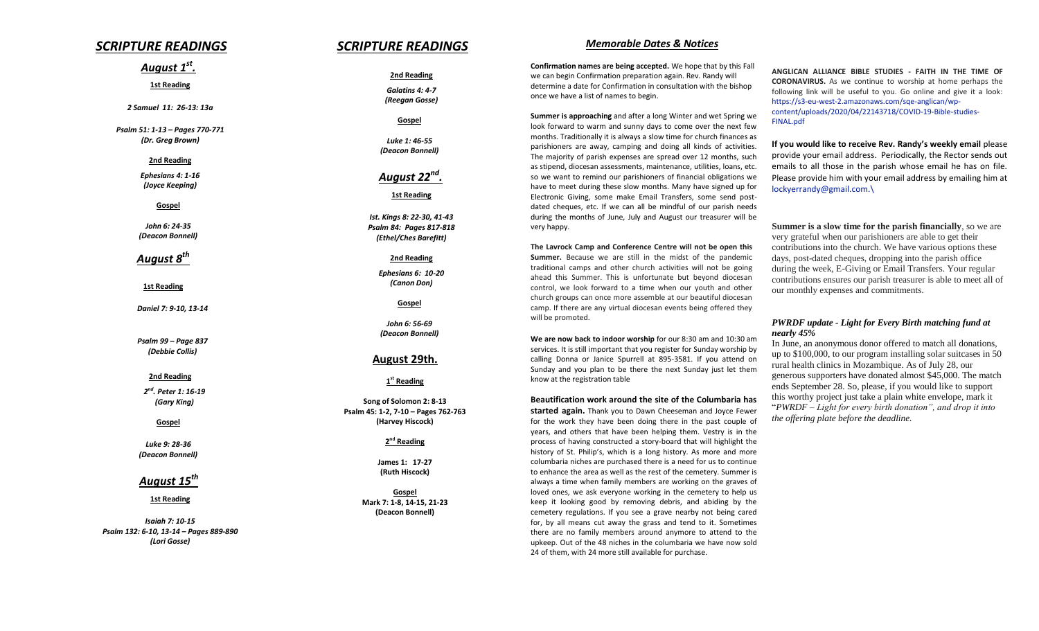## *SCRIPTURE READINGS*

### *August 1st.*

**1st Reading**

*2 Samuel 11: 26-13: 13a*

*Psalm 51: 1-13 – Pages 770-771*
*(Dr. Greg Brown)*

**2nd Reading**

*Ephesians 4: 1-16*
*(Joyce Keeping)*

**Gospel**

*John 6: 24-35*
*(Deacon Bonnell)*

### *August 8th*

**1st Reading**

*Daniel 7: 9-10, 13-14*

*Psalm 99 – Page 837*
*(Debbie Collis)*

**2nd Reading**

*2nd. Peter 1: 16-19*
*(Gary King)*

**Gospel**

*Luke 9: 28-36*
*(Deacon Bonnell)*

### *August 15th*

**1st Reading**

*Isaiah 7: 10-15*
*Psalm 132: 6-10, 13-14 – Pages 889-890*
*(Lori Gosse)*

## *SCRIPTURE READINGS*

**2nd Reading**

*Galatins 4: 4-7*
*(Reegan Gosse)*

**Gospel**

*Luke 1: 46-55*
*(Deacon Bonnell)*

### *August 22nd.*

**1st Reading**

*Ist. Kings 8: 22-30, 41-43*
*Psalm 84: Pages 817-818*
*(Ethel/Ches Barefitt)*

**2nd Reading**

*Ephesians 6: 10-20*
*(Canon Don)*

**Gospel**

*John 6: 56-69*
*(Deacon Bonnell)*

### August 29th.

**1st Reading**

**Song of Solomon 2: 8-13**
**Psalm 45: 1-2, 7-10 – Pages 762-763**
**(Harvey Hiscock)**

**2nd Reading**

**James 1: 17-27**
**(Ruth Hiscock)**

**Gospel**
**Mark 7: 1-8, 14-15, 21-23**
**(Deacon Bonnell)**

## *Memorable Dates & Notices*

**Confirmation names are being accepted.** We hope that by this Fall we can begin Confirmation preparation again. Rev. Randy will determine a date for Confirmation in consultation with the bishop once we have a list of names to begin.

**Summer is approaching** and after a long Winter and wet Spring we look forward to warm and sunny days to come over the next few months. Traditionally it is always a slow time for church finances as parishioners are away, camping and doing all kinds of activities. The majority of parish expenses are spread over 12 months, such as stipend, diocesan assessments, maintenance, utilities, loans, etc. so we want to remind our parishioners of financial obligations we have to meet during these slow months. Many have signed up for Electronic Giving, some make Email Transfers, some send post-dated cheques, etc. If we can all be mindful of our parish needs during the months of June, July and August our treasurer will be very happy.

**The Lavrock Camp and Conference Centre will not be open this Summer.** Because we are still in the midst of the pandemic traditional camps and other church activities will not be going ahead this Summer. This is unfortunate but beyond diocesan control, we look forward to a time when our youth and other church groups can once more assemble at our beautiful diocesan camp. If there are any virtual diocesan events being offered they will be promoted.

**We are now back to indoor worship** for our 8:30 am and 10:30 am services. It is still important that you register for Sunday worship by calling Donna or Janice Spurrell at 895-3581. If you attend on Sunday and you plan to be there the next Sunday just let them know at the registration table

**Beautification work around the site of the Columbaria has started again.** Thank you to Dawn Cheeseman and Joyce Fewer for the work they have been doing there in the past couple of years, and others that have been helping them. Vestry is in the process of having constructed a story-board that will highlight the history of St. Philip's, which is a long history. As more and more columbaria niches are purchased there is a need for us to continue to enhance the area as well as the rest of the cemetery. Summer is always a time when family members are working on the graves of loved ones, we ask everyone working in the cemetery to help us keep it looking good by removing debris, and abiding by the cemetery regulations. If you see a grave nearby not being cared for, by all means cut away the grass and tend to it. Sometimes there are no family members around anymore to attend to the upkeep. Out of the 48 niches in the columbaria we have now sold 24 of them, with 24 more still available for purchase.

**ANGLICAN ALLIANCE BIBLE STUDIES - FAITH IN THE TIME OF CORONAVIRUS.** As we continue to worship at home perhaps the following link will be useful to you. Go online and give it a look: https://s3-eu-west-2.amazonaws.com/sqe-anglican/wp-content/uploads/2020/04/22143718/COVID-19-Bible-studies-FINAL.pdf

**If you would like to receive Rev. Randy's weekly email** please provide your email address. Periodically, the Rector sends out emails to all those in the parish whose email he has on file. Please provide him with your email address by emailing him at lockyerrandy@gmail.com.\

**Summer is a slow time for the parish financially**, so we are very grateful when our parishioners are able to get their contributions into the church. We have various options these days, post-dated cheques, dropping into the parish office during the week, E-Giving or Email Transfers. Your regular contributions ensures our parish treasurer is able to meet all of our monthly expenses and commitments.

***PWRDF update - Light for Every Birth matching fund at nearly 45%***

In June, an anonymous donor offered to match all donations, up to $100,000, to our program installing solar suitcases in 50 rural health clinics in Mozambique. As of July 28, our generous supporters have donated almost $45,000. The match ends September 28. So, please, if you would like to support this worthy project just take a plain white envelope, mark it "*PWRDF – Light for every birth donation", and drop it into the offering plate before the deadline.*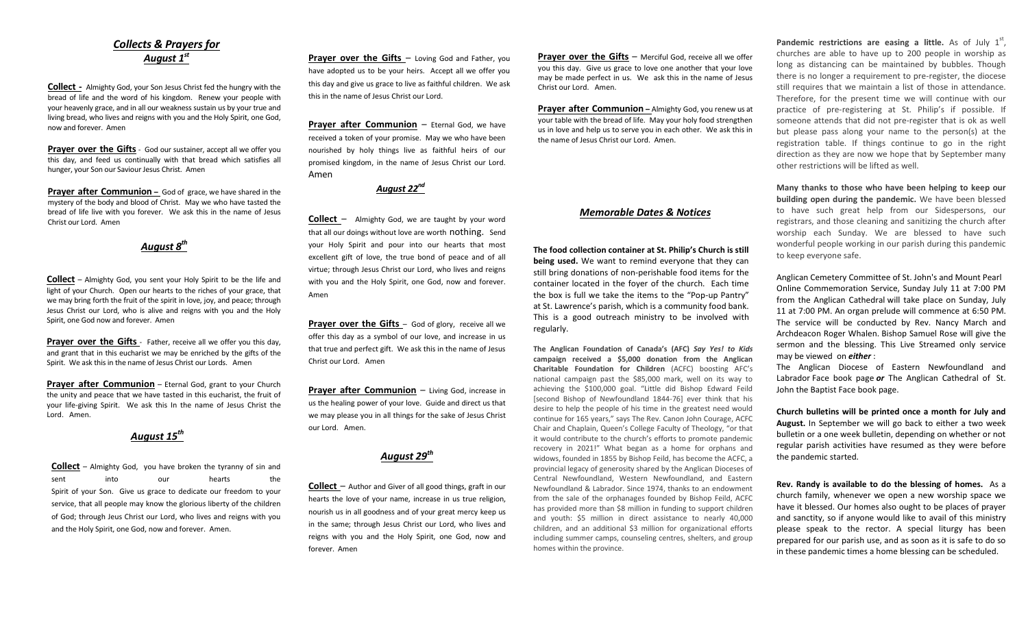## *Collects & Prayers for August 1st*

**Collect -** Almighty God, your Son Jesus Christ fed the hungry with the bread of life and the word of his kingdom. Renew your people with your heavenly grace, and in all our weakness sustain us by your true and living bread, who lives and reigns with you and the Holy Spirit, one God, now and forever. Amen

**Prayer over the Gifts** - God our sustainer, accept all we offer you this day, and feed us continually with that bread which satisfies all hunger, your Son our Saviour Jesus Christ. Amen

**Prayer after Communion –** God of grace, we have shared in the mystery of the body and blood of Christ. May we who have tasted the bread of life live with you forever. We ask this in the name of Jesus Christ our Lord. Amen

## *August 8th*

**Collect** – Almighty God, you sent your Holy Spirit to be the life and light of your Church. Open our hearts to the riches of your grace, that we may bring forth the fruit of the spirit in love, joy, and peace; through Jesus Christ our Lord, who is alive and reigns with you and the Holy Spirit, one God now and forever. Amen

**Prayer over the Gifts** - Father, receive all we offer you this day, and grant that in this eucharist we may be enriched by the gifts of the Spirit. We ask this in the name of Jesus Christ our Lords. Amen

**Prayer after Communion** – Eternal God, grant to your Church the unity and peace that we have tasted in this eucharist, the fruit of your life-giving Spirit. We ask this In the name of Jesus Christ the Lord. Amen.

## *August 15th*

**Collect** – Almighty God, you have broken the tyranny of sin and sent into our hearts the Spirit of your Son. Give us grace to dedicate our freedom to your service, that all people may know the glorious liberty of the children of God; through Jeus Christ our Lord, who lives and reigns with you and the Holy Spirit, one God, now and forever. Amen.

**Prayer over the Gifts** – Loving God and Father, you have adopted us to be your heirs. Accept all we offer you this day and give us grace to live as faithful children. We ask this in the name of Jesus Christ our Lord.

**Prayer after Communion** – Eternal God, we have received a token of your promise. May we who have been nourished by holy things live as faithful heirs of our promised kingdom, in the name of Jesus Christ our Lord. Amen

## *August 22nd*

**Collect** – Almighty God, we are taught by your word that all our doings without love are worth nothing. Send your Holy Spirit and pour into our hearts that most excellent gift of love, the true bond of peace and of all virtue; through Jesus Christ our Lord, who lives and reigns with you and the Holy Spirit, one God, now and forever. Amen

**Prayer over the Gifts** – God of glory, receive all we offer this day as a symbol of our love, and increase in us that true and perfect gift. We ask this in the name of Jesus Christ our Lord. Amen

**Prayer after Communion** – Living God, increase in us the healing power of your love. Guide and direct us that we may please you in all things for the sake of Jesus Christ our Lord. Amen.

## *August 29th*

**Collect** – Author and Giver of all good things, graft in our hearts the love of your name, increase in us true religion, nourish us in all goodness and of your great mercy keep us in the same; through Jesus Christ our Lord, who lives and reigns with you and the Holy Spirit, one God, now and forever. Amen

**Prayer over the Gifts** – Merciful God, receive all we offer you this day. Give us grace to love one another that your love may be made perfect in us. We ask this in the name of Jesus Christ our Lord. Amen.

**Prayer after Communion –** Almighty God, you renew us at your table with the bread of life. May your holy food strengthen us in love and help us to serve you in each other. We ask this in the name of Jesus Christ our Lord. Amen.

## *Memorable Dates & Notices*

**The food collection container at St. Philip's Church is still being used.** We want to remind everyone that they can still bring donations of non-perishable food items for the container located in the foyer of the church. Each time the box is full we take the items to the "Pop-up Pantry" at St. Lawrence's parish, which is a community food bank. This is a good outreach ministry to be involved with regularly.

**The Anglican Foundation of Canada's (AFC)** ***Say Yes! to Kids*** **campaign received a $5,000 donation from the Anglican Charitable Foundation for Children** (ACFC) boosting AFC's national campaign past the $85,000 mark, well on its way to achieving the $100,000 goal. "Little did Bishop Edward Feild [second Bishop of Newfoundland 1844-76] ever think that his desire to help the people of his time in the greatest need would continue for 165 years," says The Rev. Canon John Courage, ACFC Chair and Chaplain, Queen's College Faculty of Theology, "or that it would contribute to the church's efforts to promote pandemic recovery in 2021!" What began as a home for orphans and widows, founded in 1855 by Bishop Feild, has become the ACFC, a provincial legacy of generosity shared by the Anglican Dioceses of Central Newfoundland, Western Newfoundland, and Eastern Newfoundland & Labrador. Since 1974, thanks to an endowment from the sale of the orphanages founded by Bishop Feild, ACFC has provided more than $8 million in funding to support children and youth: $5 million in direct assistance to nearly 40,000 children, and an additional $3 million for organizational efforts including summer camps, counseling centres, shelters, and group homes within the province.

**Pandemic restrictions are easing a little.** As of July 1st, churches are able to have up to 200 people in worship as long as distancing can be maintained by bubbles. Though there is no longer a requirement to pre-register, the diocese still requires that we maintain a list of those in attendance. Therefore, for the present time we will continue with our practice of pre-registering at St. Philip's if possible. If someone attends that did not pre-register that is ok as well but please pass along your name to the person(s) at the registration table. If things continue to go in the right direction as they are now we hope that by September many other restrictions will be lifted as well.

**Many thanks to those who have been helping to keep our building open during the pandemic.** We have been blessed to have such great help from our Sidespersons, our registrars, and those cleaning and sanitizing the church after worship each Sunday. We are blessed to have such wonderful people working in our parish during this pandemic to keep everyone safe.

Anglican Cemetery Committee of St. John's and Mount Pearl Online Commemoration Service, Sunday July 11 at 7:00 PM from the Anglican Cathedral will take place on Sunday, July 11 at 7:00 PM. An organ prelude will commence at 6:50 PM. The service will be conducted by Rev. Nancy March and Archdeacon Roger Whalen. Bishop Samuel Rose will give the sermon and the blessing. This Live Streamed only service may be viewed on ***either*** :
The Anglican Diocese of Eastern Newfoundland and Labrador Face book page ***or*** The Anglican Cathedral of St. John the Baptist Face book page.

**Church bulletins will be printed once a month for July and August.** In September we will go back to either a two week bulletin or a one week bulletin, depending on whether or not regular parish activities have resumed as they were before the pandemic started.

**Rev. Randy is available to do the blessing of homes.** As a church family, whenever we open a new worship space we have it blessed. Our homes also ought to be places of prayer and sanctity, so if anyone would like to avail of this ministry please speak to the rector. A special liturgy has been prepared for our parish use, and as soon as it is safe to do so in these pandemic times a home blessing can be scheduled.